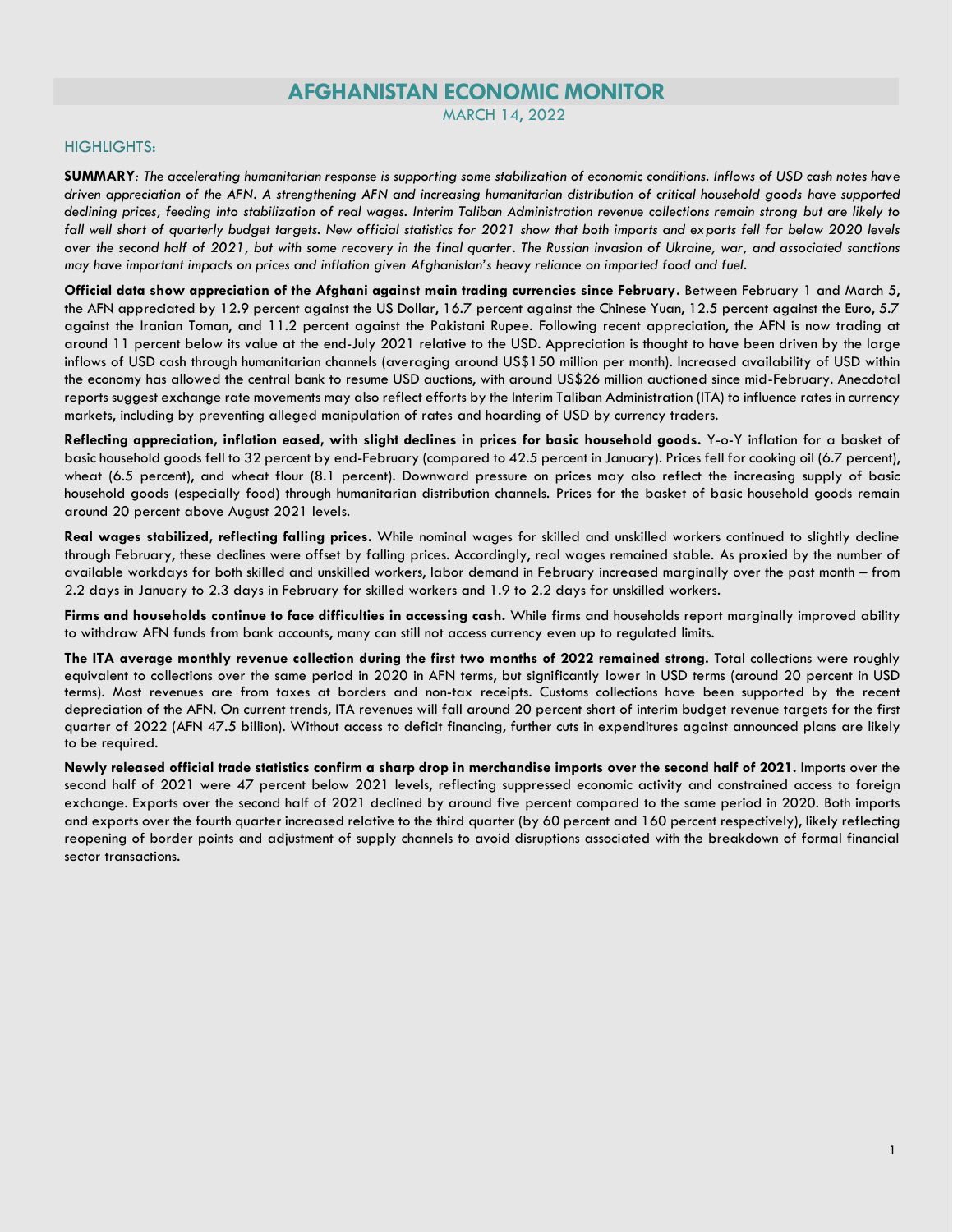# AFGHANISTAN ECONOMIC MONITOR

MARCH 14, 2022

## HIGHLIGHTS:

**SUMMARY**: *The accelerating humanitarian response is supporting some stabilization of economic conditions. Inflows of USD cash notes have driven appreciation of the AFN. A strengthening AFN and increasing humanitarian distribution of critical household goods have supported declining prices, feeding into stabilization of real wages. Interim Taliban Administration revenue collections remain strong but are likely to fall well short of quarterly budget targets. New official statistics for 2021 show that both imports and exports fell far below 2020 levels over the second half of 2021, but with some recovery in the final quarter. The Russian invasion of Ukraine, war, and associated sanctions may have important impacts on prices and inflation given Afghanistan's heavy reliance on imported food and fuel.*

**Official data show appreciation of the Afghani against main trading currencies since February.** Between February 1 and March 5, the AFN appreciated by 12.9 percent against the US Dollar, 16.7 percent against the Chinese Yuan, 12.5 percent against the Euro, 5.7 against the Iranian Toman, and 11.2 percent against the Pakistani Rupee. Following recent appreciation, the AFN is now trading at around 11 percent below its value at the end-July 2021 relative to the USD. Appreciation is thought to have been driven by the large inflows of USD cash through humanitarian channels (averaging around US$150 million per month). Increased availability of USD within the economy has allowed the central bank to resume USD auctions, with around US$26 million auctioned since mid-February. Anecdotal reports suggest exchange rate movements may also reflect efforts by the Interim Taliban Administration (ITA) to influence rates in currency markets, including by preventing alleged manipulation of rates and hoarding of USD by currency traders.

**Reflecting appreciation, inflation eased, with slight declines in prices for basic household goods.** Y-o-Y inflation for a basket of basic household goods fell to 32 percent by end-February (compared to 42.5 percent in January). Prices fell for cooking oil (6.7 percent), wheat (6.5 percent), and wheat flour (8.1 percent). Downward pressure on prices may also reflect the increasing supply of basic household goods (especially food) through humanitarian distribution channels. Prices for the basket of basic household goods remain around 20 percent above August 2021 levels.

**Real wages stabilized, reflecting falling prices.** While nominal wages for skilled and unskilled workers continued to slightly decline through February, these declines were offset by falling prices. Accordingly, real wages remained stable. As proxied by the number of available workdays for both skilled and unskilled workers, labor demand in February increased marginally over the past month – from 2.2 days in January to 2.3 days in February for skilled workers and 1.9 to 2.2 days for unskilled workers.

**Firms and households continue to face difficulties in accessing cash.** While firms and households report marginally improved ability to withdraw AFN funds from bank accounts, many can still not access currency even up to regulated limits.

**The ITA average monthly revenue collection during the first two months of 2022 remained strong.** Total collections were roughly equivalent to collections over the same period in 2020 in AFN terms, but significantly lower in USD terms (around 20 percent in USD terms). Most revenues are from taxes at borders and non-tax receipts. Customs collections have been supported by the recent depreciation of the AFN. On current trends, ITA revenues will fall around 20 percent short of interim budget revenue targets for the first quarter of 2022 (AFN 47.5 billion). Without access to deficit financing, further cuts in expenditures against announced plans are likely to be required.

**Newly released official trade statistics confirm a sharp drop in merchandise imports over the second half of 2021.** Imports over the second half of 2021 were 47 percent below 2021 levels, reflecting suppressed economic activity and constrained access to foreign exchange. Exports over the second half of 2021 declined by around five percent compared to the same period in 2020. Both imports and exports over the fourth quarter increased relative to the third quarter (by 60 percent and 160 percent respectively), likely reflecting reopening of border points and adjustment of supply channels to avoid disruptions associated with the breakdown of formal financial sector transactions.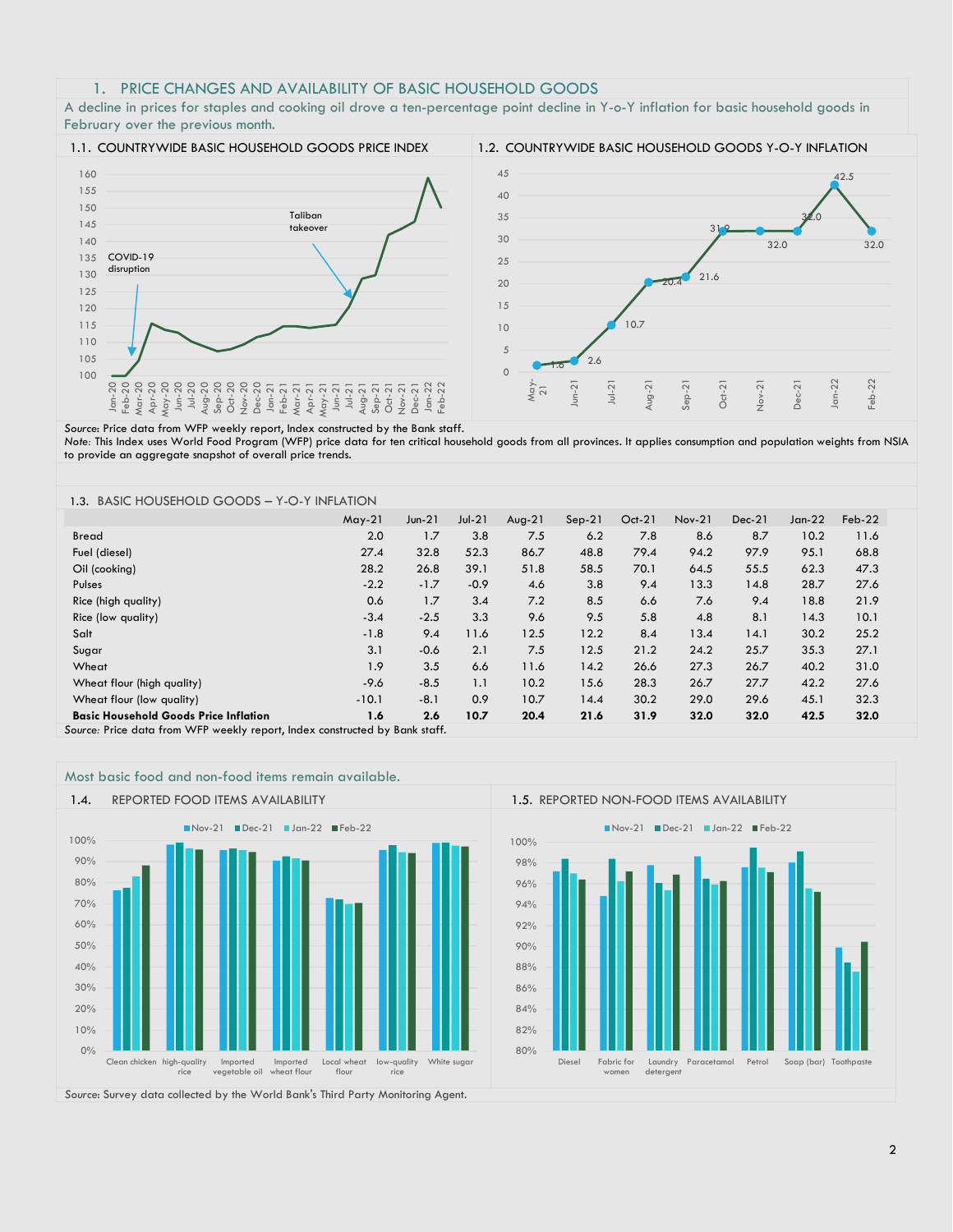## 1. PRICE CHANGES AND AVAILABILITY OF BASIC HOUSEHOLD GOODS

A decline in prices for staples and cooking oil drove a ten-percentage point decline in Y-o-Y inflation for basic household goods in February over the previous month.

### 1.1. COUNTRYWIDE BASIC HOUSEHOLD GOODS PRICE INDEX

### 1.2. COUNTRYWIDE BASIC HOUSEHOLD GOODS Y-O-Y INFLATION

*Source:* Price data from WFP weekly report, Index constructed by the Bank staff.
*Note:* This Index uses World Food Program (WFP) price data for ten critical household goods from all provinces. It applies consumption and population weights from NSIA to provide an aggregate snapshot of overall price trends.

### 1.3. BASIC HOUSEHOLD GOODS – Y-O-Y INFLATION

| | May-21 | Jun-21 | Jul-21 | Aug-21 | Sep-21 | Oct-21 | Nov-21 | Dec-21 | Jan-22 | Feb-22 |
|---|---|---|---|---|---|---|---|---|---|---|
| Bread | 2.0 | 1.7 | 3.8 | 7.5 | 6.2 | 7.8 | 8.6 | 8.7 | 10.2 | 11.6 |
| Fuel (diesel) | 27.4 | 32.8 | 52.3 | 86.7 | 48.8 | 79.4 | 94.2 | 97.9 | 95.1 | 68.8 |
| Oil (cooking) | 28.2 | 26.8 | 39.1 | 51.8 | 58.5 | 70.1 | 64.5 | 55.5 | 62.3 | 47.3 |
| Pulses | -2.2 | -1.7 | -0.9 | 4.6 | 3.8 | 9.4 | 13.3 | 14.8 | 28.7 | 27.6 |
| Rice (high quality) | 0.6 | 1.7 | 3.4 | 7.2 | 8.5 | 6.6 | 7.6 | 9.4 | 18.8 | 21.9 |
| Rice (low quality) | -3.4 | -2.5 | 3.3 | 9.6 | 9.5 | 5.8 | 4.8 | 8.1 | 14.3 | 10.1 |
| Salt | -1.8 | 9.4 | 11.6 | 12.5 | 12.2 | 8.4 | 13.4 | 14.1 | 30.2 | 25.2 |
| Sugar | 3.1 | -0.6 | 2.1 | 7.5 | 12.5 | 21.2 | 24.2 | 25.7 | 35.3 | 27.1 |
| Wheat | 1.9 | 3.5 | 6.6 | 11.6 | 14.2 | 26.6 | 27.3 | 26.7 | 40.2 | 31.0 |
| Wheat flour (high quality) | -9.6 | -8.5 | 1.1 | 10.2 | 15.6 | 28.3 | 26.7 | 27.7 | 42.2 | 27.6 |
| Wheat flour (low quality) | -10.1 | -8.1 | 0.9 | 10.7 | 14.4 | 30.2 | 29.0 | 29.6 | 45.1 | 32.3 |
| **Basic Household Goods Price Inflation** | **1.6** | **2.6** | **10.7** | **20.4** | **21.6** | **31.9** | **32.0** | **32.0** | **42.5** | **32.0** |

*Source:* Price data from WFP weekly report, Index constructed by Bank staff.

Most basic food and non-food items remain available.

### 1.4. REPORTED FOOD ITEMS AVAILABILITY

### 1.5. REPORTED NON-FOOD ITEMS AVAILABILITY

*Source:* Survey data collected by the World Bank's Third Party Monitoring Agent.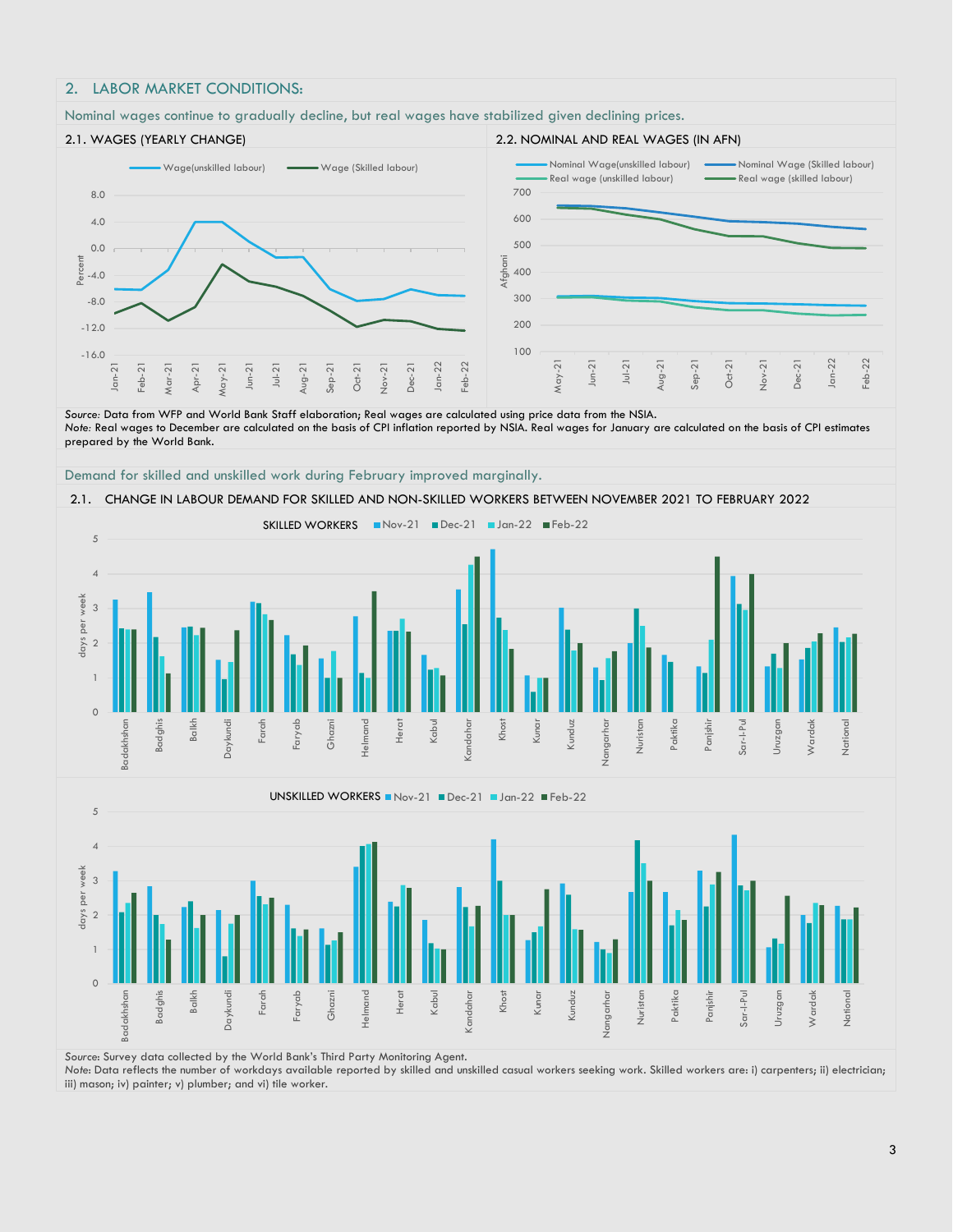## 2. LABOR MARKET CONDITIONS:

Nominal wages continue to gradually decline, but real wages have stabilized given declining prices.

### 2.1. WAGES (YEARLY CHANGE)

### 2.2. NOMINAL AND REAL WAGES (IN AFN)

*Source:* Data from WFP and World Bank Staff elaboration; Real wages are calculated using price data from the NSIA.
*Note:* Real wages to December are calculated on the basis of CPI inflation reported by NSIA. Real wages for January are calculated on the basis of CPI estimates prepared by the World Bank.

Demand for skilled and unskilled work during February improved marginally.

### 2.1. CHANGE IN LABOUR DEMAND FOR SKILLED AND NON-SKILLED WORKERS BETWEEN NOVEMBER 2021 TO FEBRUARY 2022

*Source:* Survey data collected by the World Bank's Third Party Monitoring Agent.
*Note:* Data reflects the number of workdays available reported by skilled and unskilled casual workers seeking work. Skilled workers are: i) carpenters; ii) electrician; iii) mason; iv) painter; v) plumber; and vi) tile worker.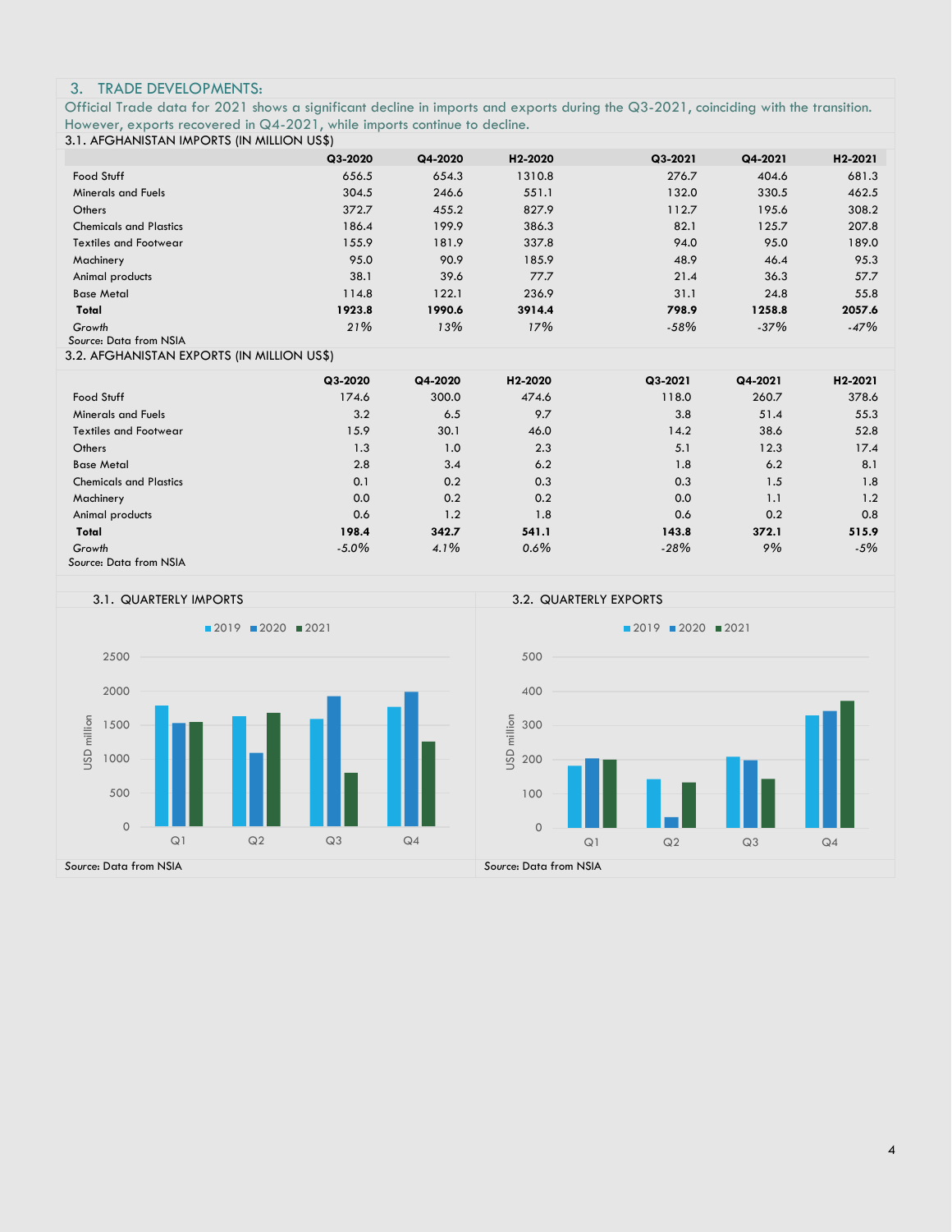## 3. TRADE DEVELOPMENTS:

Official Trade data for 2021 shows a significant decline in imports and exports during the Q3-2021, coinciding with the transition. However, exports recovered in Q4-2021, while imports continue to decline.

### 3.1. AFGHANISTAN IMPORTS (IN MILLION US$)

| | Q3-2020 | Q4-2020 | H2-2020 | Q3-2021 | Q4-2021 | H2-2021 |
|---|---|---|---|---|---|---|
| Food Stuff | 656.5 | 654.3 | 1310.8 | 276.7 | 404.6 | 681.3 |
| Minerals and Fuels | 304.5 | 246.6 | 551.1 | 132.0 | 330.5 | 462.5 |
| Others | 372.7 | 455.2 | 827.9 | 112.7 | 195.6 | 308.2 |
| Chemicals and Plastics | 186.4 | 199.9 | 386.3 | 82.1 | 125.7 | 207.8 |
| Textiles and Footwear | 155.9 | 181.9 | 337.8 | 94.0 | 95.0 | 189.0 |
| Machinery | 95.0 | 90.9 | 185.9 | 48.9 | 46.4 | 95.3 |
| Animal products | 38.1 | 39.6 | *77.7* | 21.4 | 36.3 | *57.7* |
| Base Metal | 114.8 | 122.1 | 236.9 | 31.1 | 24.8 | 55.8 |
| **Total** | **1923.8** | **1990.6** | **3914.4** | **798.9** | **1258.8** | **2057.6** |
| *Growth* | *21%* | *13%* | *17%* | *-58%* | *-37%* | *-47%* |

*Source*: Data from NSIA

### 3.2. AFGHANISTAN EXPORTS (IN MILLION US$)

| | Q3-2020 | Q4-2020 | H2-2020 | Q3-2021 | Q4-2021 | H2-2021 |
|---|---|---|---|---|---|---|
| Food Stuff | 174.6 | 300.0 | 474.6 | 118.0 | 260.7 | 378.6 |
| Minerals and Fuels | 3.2 | 6.5 | 9.7 | 3.8 | 51.4 | 55.3 |
| Textiles and Footwear | 15.9 | 30.1 | 46.0 | 14.2 | 38.6 | 52.8 |
| Others | 1.3 | 1.0 | 2.3 | 5.1 | 12.3 | 17.4 |
| Base Metal | 2.8 | 3.4 | 6.2 | 1.8 | 6.2 | 8.1 |
| Chemicals and Plastics | 0.1 | 0.2 | 0.3 | 0.3 | 1.5 | 1.8 |
| Machinery | 0.0 | 0.2 | 0.2 | 0.0 | 1.1 | 1.2 |
| Animal products | 0.6 | 1.2 | 1.8 | 0.6 | 0.2 | 0.8 |
| **Total** | **198.4** | **342.7** | **541.1** | **143.8** | **372.1** | **515.9** |
| *Growth* | *-5.0%* | *4.1%* | *0.6%* | *-28%* | *9%* | *-5%* |

*Source*: Data from NSIA

### 3.1. QUARTERLY IMPORTS

*Source*: Data from NSIA

### 3.2. QUARTERLY EXPORTS

*Source*: Data from NSIA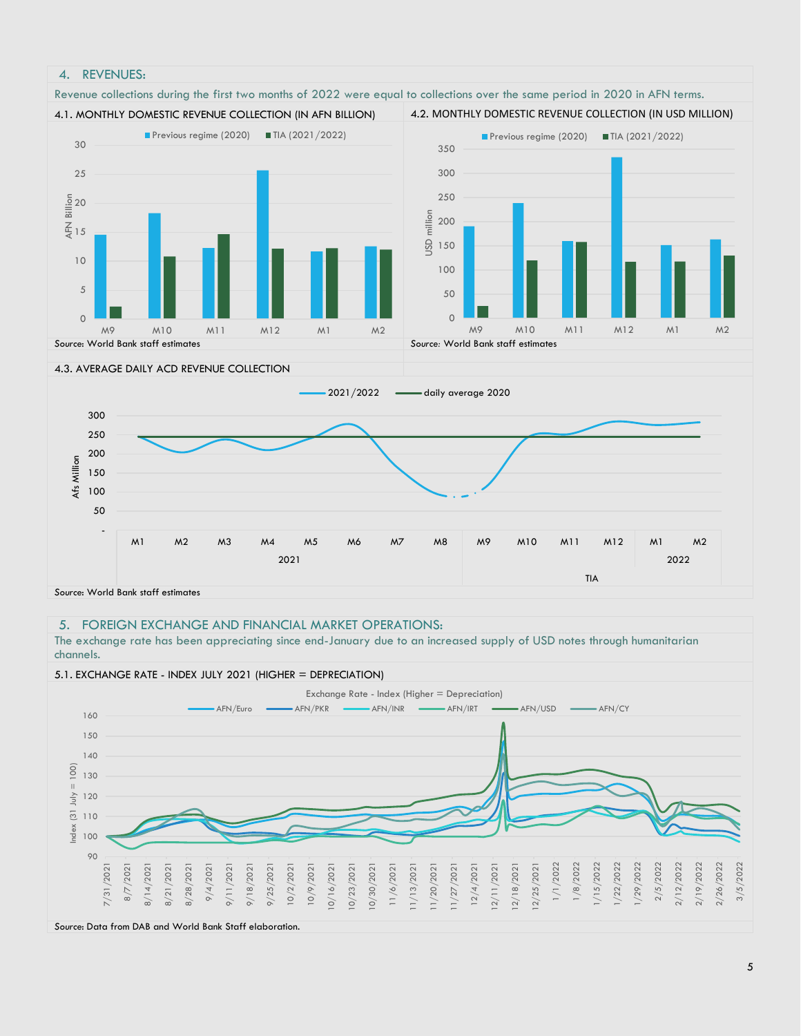## 4. REVENUES:

Revenue collections during the first two months of 2022 were equal to collections over the same period in 2020 in AFN terms.

### 4.1. MONTHLY DOMESTIC REVENUE COLLECTION (IN AFN BILLION)

Previous regime (2020) | TIA (2021/2022)

*Source:* World Bank staff estimates

### 4.2. MONTHLY DOMESTIC REVENUE COLLECTION (IN USD MILLION)

Previous regime (2020) | TIA (2021/2022)

*Source:* World Bank staff estimates

### 4.3. AVERAGE DAILY ACD REVENUE COLLECTION

2021/2022 | daily average 2020

*Source:* World Bank staff estimates

## 5. FOREIGN EXCHANGE AND FINANCIAL MARKET OPERATIONS:

The exchange rate has been appreciating since end-January due to an increased supply of USD notes through humanitarian channels.

### 5.1. EXCHANGE RATE - INDEX JULY 2021 (HIGHER = DEPRECIATION)

Exchange Rate - Index (Higher = Depreciation)

AFN/Euro | AFN/PKR | AFN/INR | AFN/IRT | AFN/USD | AFN/CY

*Source:* Data from DAB and World Bank Staff elaboration.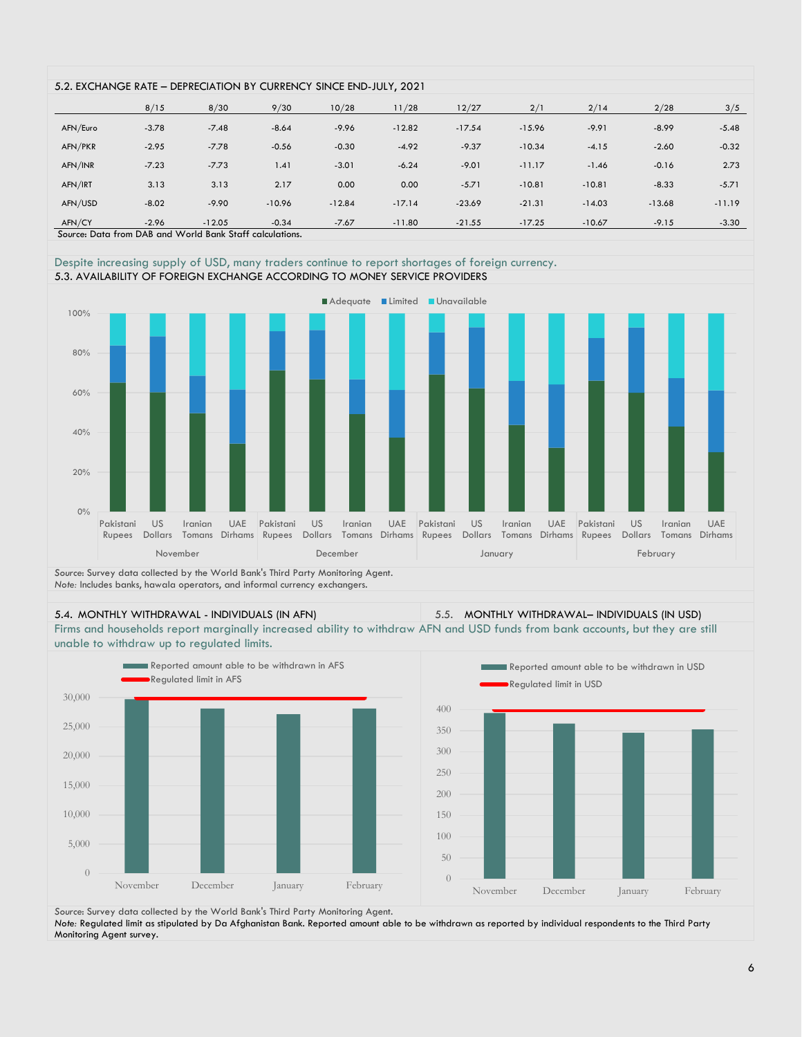### 5.2. EXCHANGE RATE – DEPRECIATION BY CURRENCY SINCE END-JULY, 2021

| | 8/15 | 8/30 | 9/30 | 10/28 | 11/28 | 12/27 | 2/1 | 2/14 | 2/28 | 3/5 |
|---|---|---|---|---|---|---|---|---|---|---|
| AFN/Euro | -3.78 | -7.48 | -8.64 | -9.96 | -12.82 | -17.54 | -15.96 | -9.91 | -8.99 | -5.48 |
| AFN/PKR | -2.95 | -7.78 | -0.56 | -0.30 | -4.92 | -9.37 | -10.34 | -4.15 | -2.60 | -0.32 |
| AFN/INR | -7.23 | -7.73 | 1.41 | -3.01 | -6.24 | -9.01 | -11.17 | -1.46 | -0.16 | 2.73 |
| AFN/IRT | 3.13 | 3.13 | 2.17 | 0.00 | 0.00 | -5.71 | -10.81 | -10.81 | -8.33 | -5.71 |
| AFN/USD | -8.02 | -9.90 | -10.96 | -12.84 | -17.14 | -23.69 | -21.31 | -14.03 | -13.68 | -11.19 |
| AFN/CY | -2.96 | -12.05 | -0.34 | -7.67 | -11.80 | -21.55 | -17.25 | -10.67 | -9.15 | -3.30 |

*Source*: Data from DAB and World Bank Staff calculations.

Despite increasing supply of USD, many traders continue to report shortages of foreign currency.

### 5.3. AVAILABILITY OF FOREIGN EXCHANGE ACCORDING TO MONEY SERVICE PROVIDERS

*Source*: Survey data collected by the World Bank's Third Party Monitoring Agent.
*Note*: Includes banks, hawala operators, and informal currency exchangers.

### 5.4. MONTHLY WITHDRAWAL - INDIVIDUALS (IN AFN)

### 5.5. MONTHLY WITHDRAWAL– INDIVIDUALS (IN USD)

Firms and households report marginally increased ability to withdraw AFN and USD funds from bank accounts, but they are still unable to withdraw up to regulated limits.

*Source*: Survey data collected by the World Bank's Third Party Monitoring Agent.
*Note*: Regulated limit as stipulated by Da Afghanistan Bank. Reported amount able to be withdrawn as reported by individual respondents to the Third Party Monitoring Agent survey.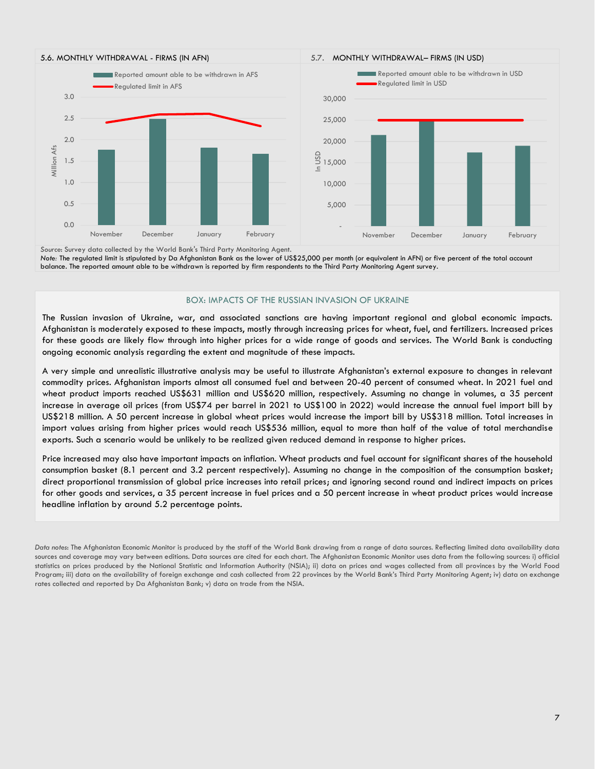5.6. MONTHLY WITHDRAWAL - FIRMS (IN AFN)

Reported amount able to be withdrawn in AFS
Regulated limit in AFS

Million Afs

3.0
2.5
2.0
1.5
1.0
0.5
0.0

November
December
January
February

5.7. MONTHLY WITHDRAWAL– FIRMS (IN USD)

Reported amount able to be withdrawn in USD
Regulated limit in USD

In USD

30,000
25,000
20,000
15,000
10,000
5,000
-

November
December
January
February

*Source:* Survey data collected by the World Bank's Third Party Monitoring Agent.
*Note:* The regulated limit is stipulated by Da Afghanistan Bank as the lower of US$25,000 per month (or equivalent in AFN) or five percent of the total account balance. The reported amount able to be withdrawn is reported by firm respondents to the Third Party Monitoring Agent survey.

## BOX: IMPACTS OF THE RUSSIAN INVASION OF UKRAINE

The Russian invasion of Ukraine, war, and associated sanctions are having important regional and global economic impacts. Afghanistan is moderately exposed to these impacts, mostly through increasing prices for wheat, fuel, and fertilizers. Increased prices for these goods are likely flow through into higher prices for a wide range of goods and services. The World Bank is conducting ongoing economic analysis regarding the extent and magnitude of these impacts.

A very simple and unrealistic illustrative analysis may be useful to illustrate Afghanistan's external exposure to changes in relevant commodity prices. Afghanistan imports almost all consumed fuel and between 20-40 percent of consumed wheat. In 2021 fuel and wheat product imports reached US$631 million and US$620 million, respectively. Assuming no change in volumes, a 35 percent increase in average oil prices (from US$74 per barrel in 2021 to US$100 in 2022) would increase the annual fuel import bill by US$218 million. A 50 percent increase in global wheat prices would increase the import bill by US$318 million. Total increases in import values arising from higher prices would reach US$536 million, equal to more than half of the value of total merchandise exports. Such a scenario would be unlikely to be realized given reduced demand in response to higher prices.

Price increased may also have important impacts on inflation. Wheat products and fuel account for significant shares of the household consumption basket (8.1 percent and 3.2 percent respectively). Assuming no change in the composition of the consumption basket; direct proportional transmission of global price increases into retail prices; and ignoring second round and indirect impacts on prices for other goods and services, a 35 percent increase in fuel prices and a 50 percent increase in wheat product prices would increase headline inflation by around 5.2 percentage points.

*Data notes*: The Afghanistan Economic Monitor is produced by the staff of the World Bank drawing from a range of data sources. Reflecting limited data availability data sources and coverage may vary between editions. Data sources are cited for each chart. The Afghanistan Economic Monitor uses data from the following sources: i) official statistics on prices produced by the National Statistic and Information Authority (NSIA); ii) data on prices and wages collected from all provinces by the World Food Program; iii) data on the availability of foreign exchange and cash collected from 22 provinces by the World Bank's Third Party Monitoring Agent; iv) data on exchange rates collected and reported by Da Afghanistan Bank; v) data on trade from the NSIA.